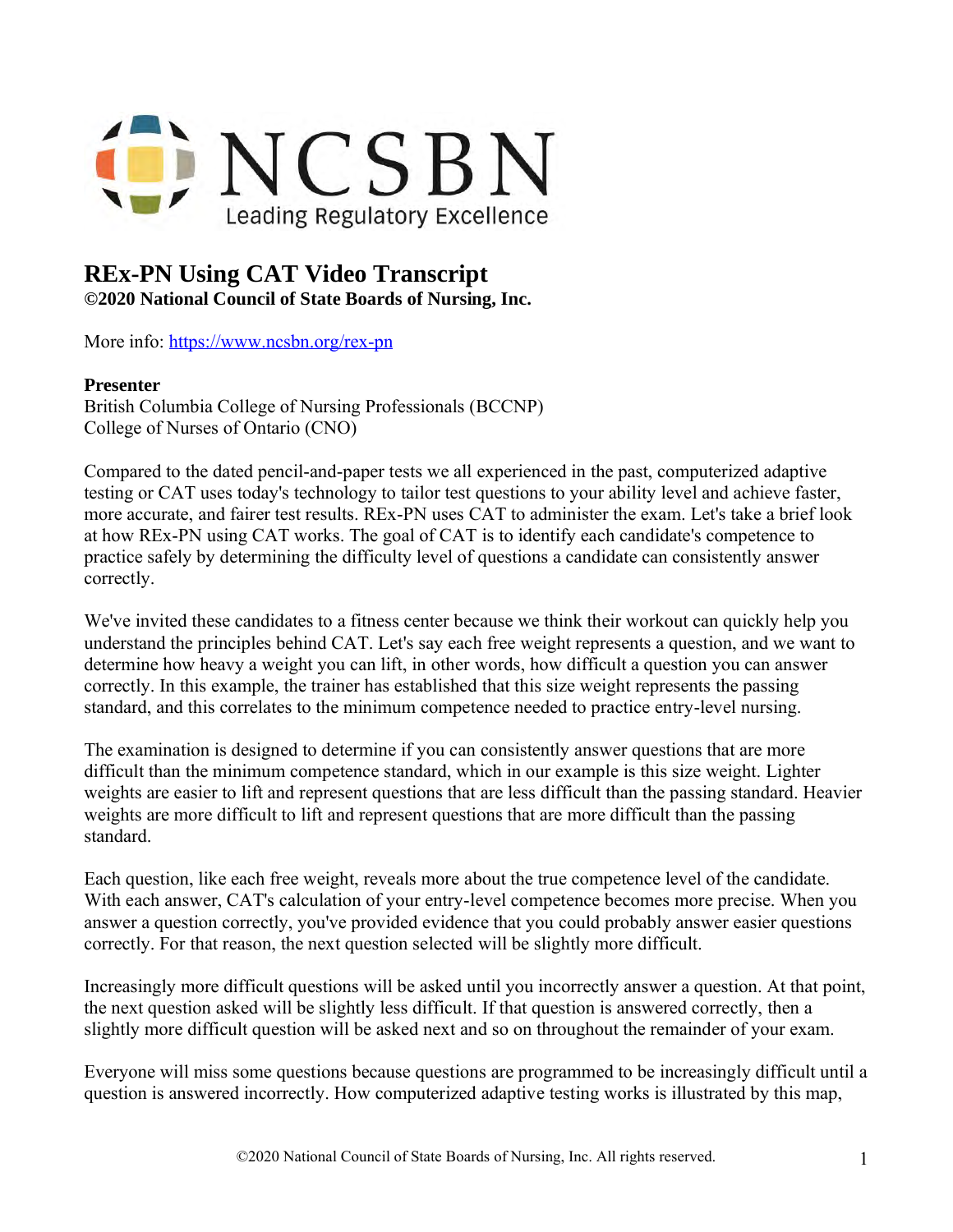NCSBN
Leading Regulatory Excellence

# REx-PN Using CAT Video Transcript

**©2020 National Council of State Boards of Nursing, Inc.**

More info: https://www.ncsbn.org/rex-pn

**Presenter**
British Columbia College of Nursing Professionals (BCCNP)
College of Nurses of Ontario (CNO)

Compared to the dated pencil-and-paper tests we all experienced in the past, computerized adaptive testing or CAT uses today's technology to tailor test questions to your ability level and achieve faster, more accurate, and fairer test results. REx-PN uses CAT to administer the exam. Let's take a brief look at how REx-PN using CAT works. The goal of CAT is to identify each candidate's competence to practice safely by determining the difficulty level of questions a candidate can consistently answer correctly.

We've invited these candidates to a fitness center because we think their workout can quickly help you understand the principles behind CAT. Let's say each free weight represents a question, and we want to determine how heavy a weight you can lift, in other words, how difficult a question you can answer correctly. In this example, the trainer has established that this size weight represents the passing standard, and this correlates to the minimum competence needed to practice entry-level nursing.

The examination is designed to determine if you can consistently answer questions that are more difficult than the minimum competence standard, which in our example is this size weight. Lighter weights are easier to lift and represent questions that are less difficult than the passing standard. Heavier weights are more difficult to lift and represent questions that are more difficult than the passing standard.

Each question, like each free weight, reveals more about the true competence level of the candidate. With each answer, CAT's calculation of your entry-level competence becomes more precise. When you answer a question correctly, you've provided evidence that you could probably answer easier questions correctly. For that reason, the next question selected will be slightly more difficult.

Increasingly more difficult questions will be asked until you incorrectly answer a question. At that point, the next question asked will be slightly less difficult. If that question is answered correctly, then a slightly more difficult question will be asked next and so on throughout the remainder of your exam.

Everyone will miss some questions because questions are programmed to be increasingly difficult until a question is answered incorrectly. How computerized adaptive testing works is illustrated by this map,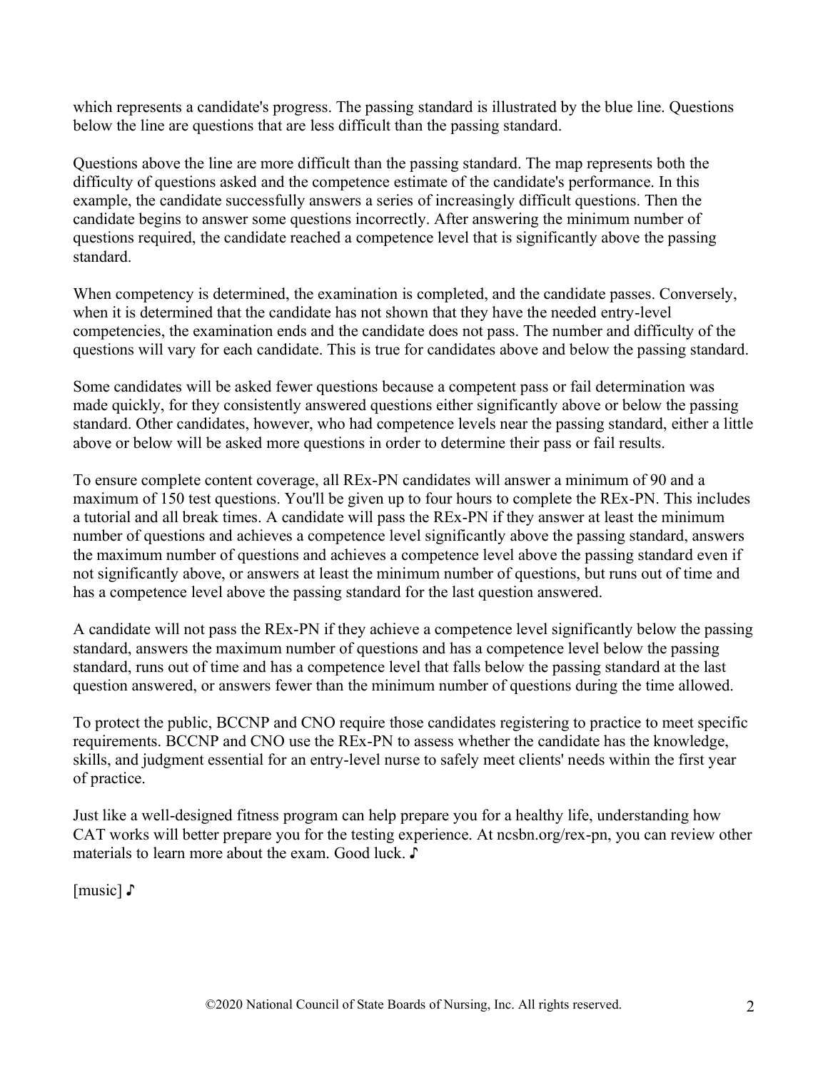which represents a candidate's progress. The passing standard is illustrated by the blue line. Questions below the line are questions that are less difficult than the passing standard.

Questions above the line are more difficult than the passing standard. The map represents both the difficulty of questions asked and the competence estimate of the candidate's performance. In this example, the candidate successfully answers a series of increasingly difficult questions. Then the candidate begins to answer some questions incorrectly. After answering the minimum number of questions required, the candidate reached a competence level that is significantly above the passing standard.

When competency is determined, the examination is completed, and the candidate passes. Conversely, when it is determined that the candidate has not shown that they have the needed entry-level competencies, the examination ends and the candidate does not pass. The number and difficulty of the questions will vary for each candidate. This is true for candidates above and below the passing standard.

Some candidates will be asked fewer questions because a competent pass or fail determination was made quickly, for they consistently answered questions either significantly above or below the passing standard. Other candidates, however, who had competence levels near the passing standard, either a little above or below will be asked more questions in order to determine their pass or fail results.

To ensure complete content coverage, all REx-PN candidates will answer a minimum of 90 and a maximum of 150 test questions. You'll be given up to four hours to complete the REx-PN. This includes a tutorial and all break times. A candidate will pass the REx-PN if they answer at least the minimum number of questions and achieves a competence level significantly above the passing standard, answers the maximum number of questions and achieves a competence level above the passing standard even if not significantly above, or answers at least the minimum number of questions, but runs out of time and has a competence level above the passing standard for the last question answered.

A candidate will not pass the REx-PN if they achieve a competence level significantly below the passing standard, answers the maximum number of questions and has a competence level below the passing standard, runs out of time and has a competence level that falls below the passing standard at the last question answered, or answers fewer than the minimum number of questions during the time allowed.

To protect the public, BCCNP and CNO require those candidates registering to practice to meet specific requirements. BCCNP and CNO use the REx-PN to assess whether the candidate has the knowledge, skills, and judgment essential for an entry-level nurse to safely meet clients' needs within the first year of practice.

Just like a well-designed fitness program can help prepare you for a healthy life, understanding how CAT works will better prepare you for the testing experience. At ncsbn.org/rex-pn, you can review other materials to learn more about the exam. Good luck. ♪

[music] ♪

©2020 National Council of State Boards of Nursing, Inc. All rights reserved.